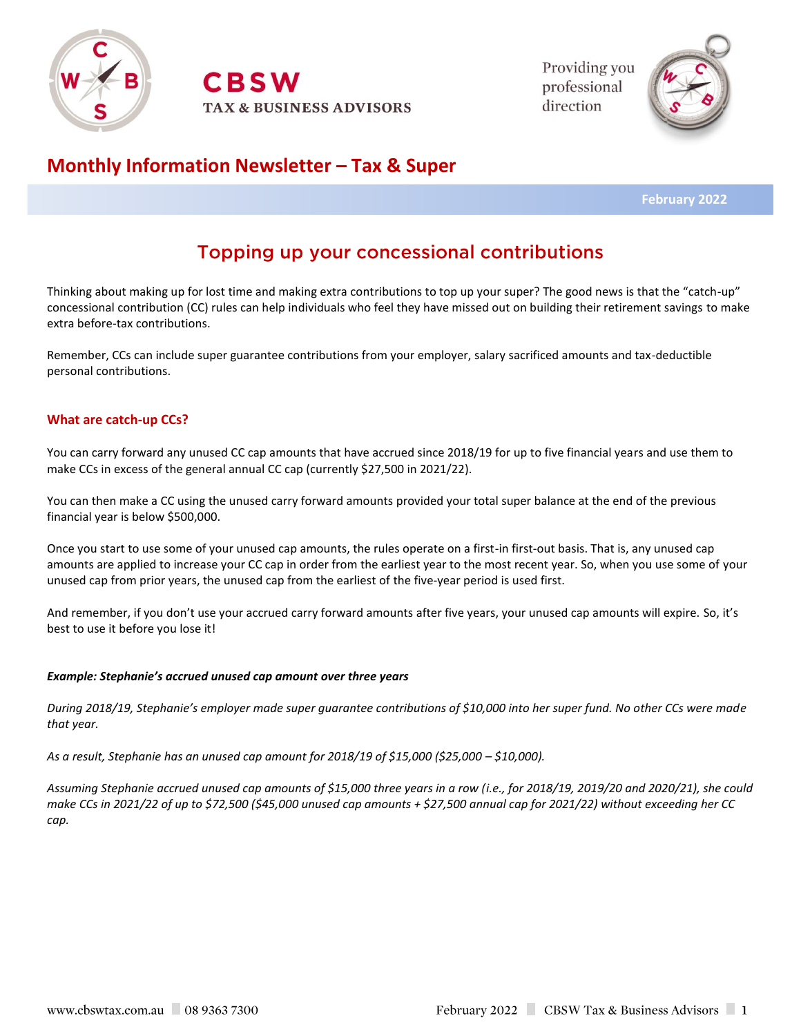CBSW

TAX & BUSINESS ADVISORS

Providing you professional direction

# Monthly Information Newsletter – Tax & Super

February 2022

## Topping up your concessional contributions

Thinking about making up for lost time and making extra contributions to top up your super? The good news is that the "catch-up" concessional contribution (CC) rules can help individuals who feel they have missed out on building their retirement savings to make extra before-tax contributions.

Remember, CCs can include super guarantee contributions from your employer, salary sacrificed amounts and tax-deductible personal contributions.

### What are catch-up CCs?

You can carry forward any unused CC cap amounts that have accrued since 2018/19 for up to five financial years and use them to make CCs in excess of the general annual CC cap (currently $27,500 in 2021/22).

You can then make a CC using the unused carry forward amounts provided your total super balance at the end of the previous financial year is below $500,000.

Once you start to use some of your unused cap amounts, the rules operate on a first-in first-out basis. That is, any unused cap amounts are applied to increase your CC cap in order from the earliest year to the most recent year. So, when you use some of your unused cap from prior years, the unused cap from the earliest of the five-year period is used first.

And remember, if you don't use your accrued carry forward amounts after five years, your unused cap amounts will expire. So, it's best to use it before you lose it!

***Example: Stephanie's accrued unused cap amount over three years***

*During 2018/19, Stephanie's employer made super guarantee contributions of $10,000 into her super fund. No other CCs were made that year.*

*As a result, Stephanie has an unused cap amount for 2018/19 of $15,000 ($25,000 – $10,000).*

*Assuming Stephanie accrued unused cap amounts of $15,000 three years in a row (i.e., for 2018/19, 2019/20 and 2020/21), she could make CCs in 2021/22 of up to $72,500 ($45,000 unused cap amounts + $27,500 annual cap for 2021/22) without exceeding her CC cap.*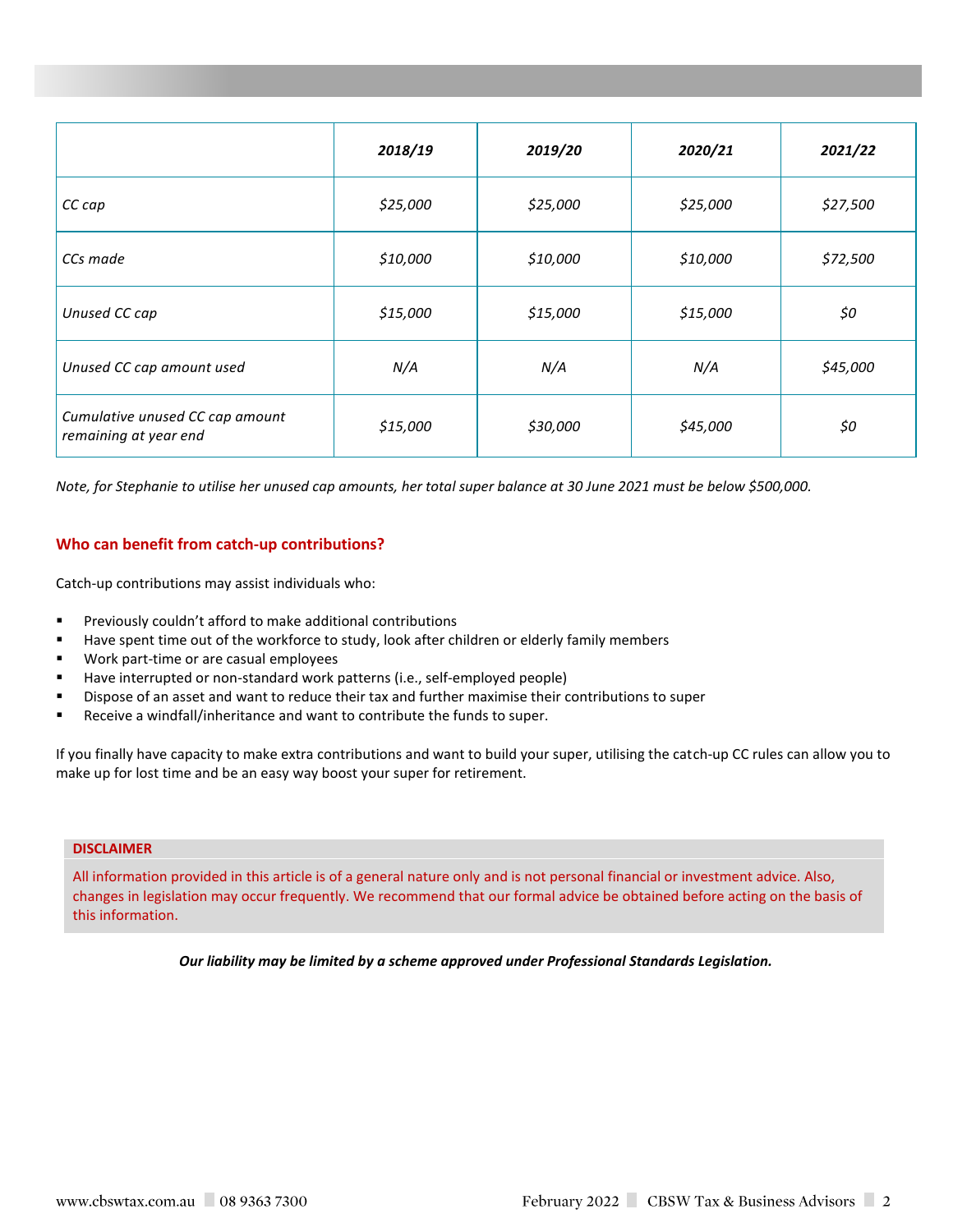| | *2018/19* | *2019/20* | *2020/21* | *2021/22* |
|---|---|---|---|---|
| *CC cap* | *$25,000* | *$25,000* | *$25,000* | *$27,500* |
| *CCs made* | *$10,000* | *$10,000* | *$10,000* | *$72,500* |
| *Unused CC cap* | *$15,000* | *$15,000* | *$15,000* | *$0* |
| *Unused CC cap amount used* | *N/A* | *N/A* | *N/A* | *$45,000* |
| *Cumulative unused CC cap amount remaining at year end* | *$15,000* | *$30,000* | *$45,000* | *$0* |

*Note, for Stephanie to utilise her unused cap amounts, her total super balance at 30 June 2021 must be below $500,000.*

### Who can benefit from catch-up contributions?

Catch-up contributions may assist individuals who:

- Previously couldn't afford to make additional contributions
- Have spent time out of the workforce to study, look after children or elderly family members
- Work part-time or are casual employees
- Have interrupted or non-standard work patterns (i.e., self-employed people)
- Dispose of an asset and want to reduce their tax and further maximise their contributions to super
- Receive a windfall/inheritance and want to contribute the funds to super.

If you finally have capacity to make extra contributions and want to build your super, utilising the catch-up CC rules can allow you to make up for lost time and be an easy way boost your super for retirement.

**DISCLAIMER**

All information provided in this article is of a general nature only and is not personal financial or investment advice. Also, changes in legislation may occur frequently. We recommend that our formal advice be obtained before acting on the basis of this information.

***Our liability may be limited by a scheme approved under Professional Standards Legislation.***